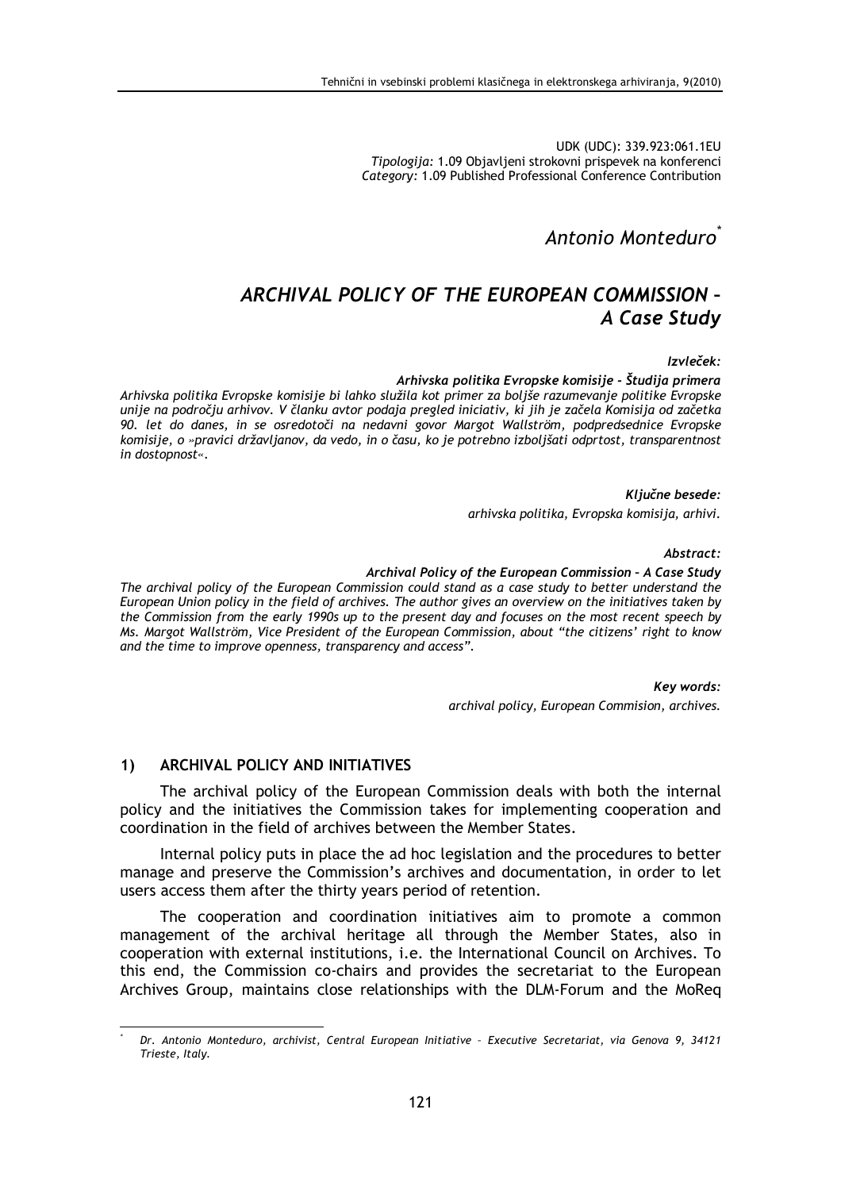UDK (UDC): 339.923:061.1EU
*Tipologija:* 1.09 Objavljeni strokovni prispevek na konferenci
*Category:* 1.09 Published Professional Conference Contribution

*Antonio Monteduro*[*]

# *ARCHIVAL POLICY OF THE EUROPEAN COMMISSION – A Case Study*

***Izvleček:***

***Arhivska politika Evropske komisije - Študija primera***

*Arhivska politika Evropske komisije bi lahko služila kot primer za boljše razumevanje politike Evropske unije na področju arhivov. V članku avtor podaja pregled iniciativ, ki jih je začela Komisija od začetka 90. let do danes, in se osredotoči na nedavni govor Margot Wallström, podpredsednice Evropske komisije, o »pravici državljanov, da vedo, in o času, ko je potrebno izboljšati odprtost, transparentnost in dostopnost«.*

***Ključne besede:***

*arhivska politika, Evropska komisija, arhivi.*

***Abstract:***

***Archival Policy of the European Commission – A Case Study***

*The archival policy of the European Commission could stand as a case study to better understand the European Union policy in the field of archives. The author gives an overview on the initiatives taken by the Commission from the early 1990s up to the present day and focuses on the most recent speech by Ms. Margot Wallström, Vice President of the European Commission, about "the citizens' right to know and the time to improve openness, transparency and access".*

***Key words:***

*archival policy, European Commision, archives.*

## 1) ARCHIVAL POLICY AND INITIATIVES

The archival policy of the European Commission deals with both the internal policy and the initiatives the Commission takes for implementing cooperation and coordination in the field of archives between the Member States.

Internal policy puts in place the ad hoc legislation and the procedures to better manage and preserve the Commission's archives and documentation, in order to let users access them after the thirty years period of retention.

The cooperation and coordination initiatives aim to promote a common management of the archival heritage all through the Member States, also in cooperation with external institutions, i.e. the International Council on Archives. To this end, the Commission co-chairs and provides the secretariat to the European Archives Group, maintains close relationships with the DLM-Forum and the MoReq

---

[*] *Dr. Antonio Monteduro, archivist, Central European Initiative – Executive Secretariat, via Genova 9, 34121 Trieste, Italy.*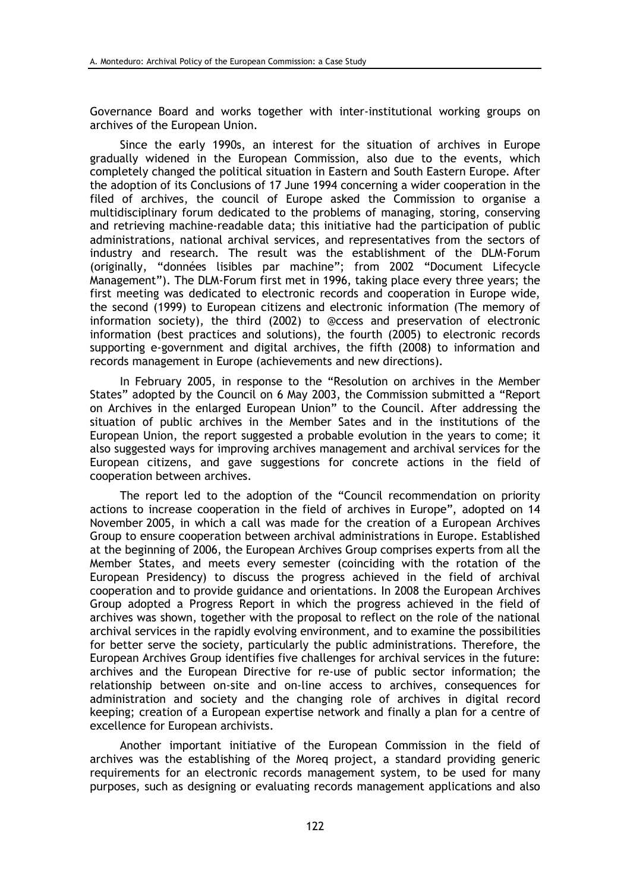Governance Board and works together with inter-institutional working groups on archives of the European Union.

Since the early 1990s, an interest for the situation of archives in Europe gradually widened in the European Commission, also due to the events, which completely changed the political situation in Eastern and South Eastern Europe. After the adoption of its Conclusions of 17 June 1994 concerning a wider cooperation in the filed of archives, the council of Europe asked the Commission to organise a multidisciplinary forum dedicated to the problems of managing, storing, conserving and retrieving machine-readable data; this initiative had the participation of public administrations, national archival services, and representatives from the sectors of industry and research. The result was the establishment of the DLM-Forum (originally, "données lisibles par machine"; from 2002 "Document Lifecycle Management"). The DLM-Forum first met in 1996, taking place every three years; the first meeting was dedicated to electronic records and cooperation in Europe wide, the second (1999) to European citizens and electronic information (The memory of information society), the third (2002) to @ccess and preservation of electronic information (best practices and solutions), the fourth (2005) to electronic records supporting e-government and digital archives, the fifth (2008) to information and records management in Europe (achievements and new directions).

In February 2005, in response to the "Resolution on archives in the Member States" adopted by the Council on 6 May 2003, the Commission submitted a "Report on Archives in the enlarged European Union" to the Council. After addressing the situation of public archives in the Member Sates and in the institutions of the European Union, the report suggested a probable evolution in the years to come; it also suggested ways for improving archives management and archival services for the European citizens, and gave suggestions for concrete actions in the field of cooperation between archives.

The report led to the adoption of the "Council recommendation on priority actions to increase cooperation in the field of archives in Europe", adopted on 14 November 2005, in which a call was made for the creation of a European Archives Group to ensure cooperation between archival administrations in Europe. Established at the beginning of 2006, the European Archives Group comprises experts from all the Member States, and meets every semester (coinciding with the rotation of the European Presidency) to discuss the progress achieved in the field of archival cooperation and to provide guidance and orientations. In 2008 the European Archives Group adopted a Progress Report in which the progress achieved in the field of archives was shown, together with the proposal to reflect on the role of the national archival services in the rapidly evolving environment, and to examine the possibilities for better serve the society, particularly the public administrations. Therefore, the European Archives Group identifies five challenges for archival services in the future: archives and the European Directive for re-use of public sector information; the relationship between on-site and on-line access to archives, consequences for administration and society and the changing role of archives in digital record keeping; creation of a European expertise network and finally a plan for a centre of excellence for European archivists.

Another important initiative of the European Commission in the field of archives was the establishing of the Moreq project, a standard providing generic requirements for an electronic records management system, to be used for many purposes, such as designing or evaluating records management applications and also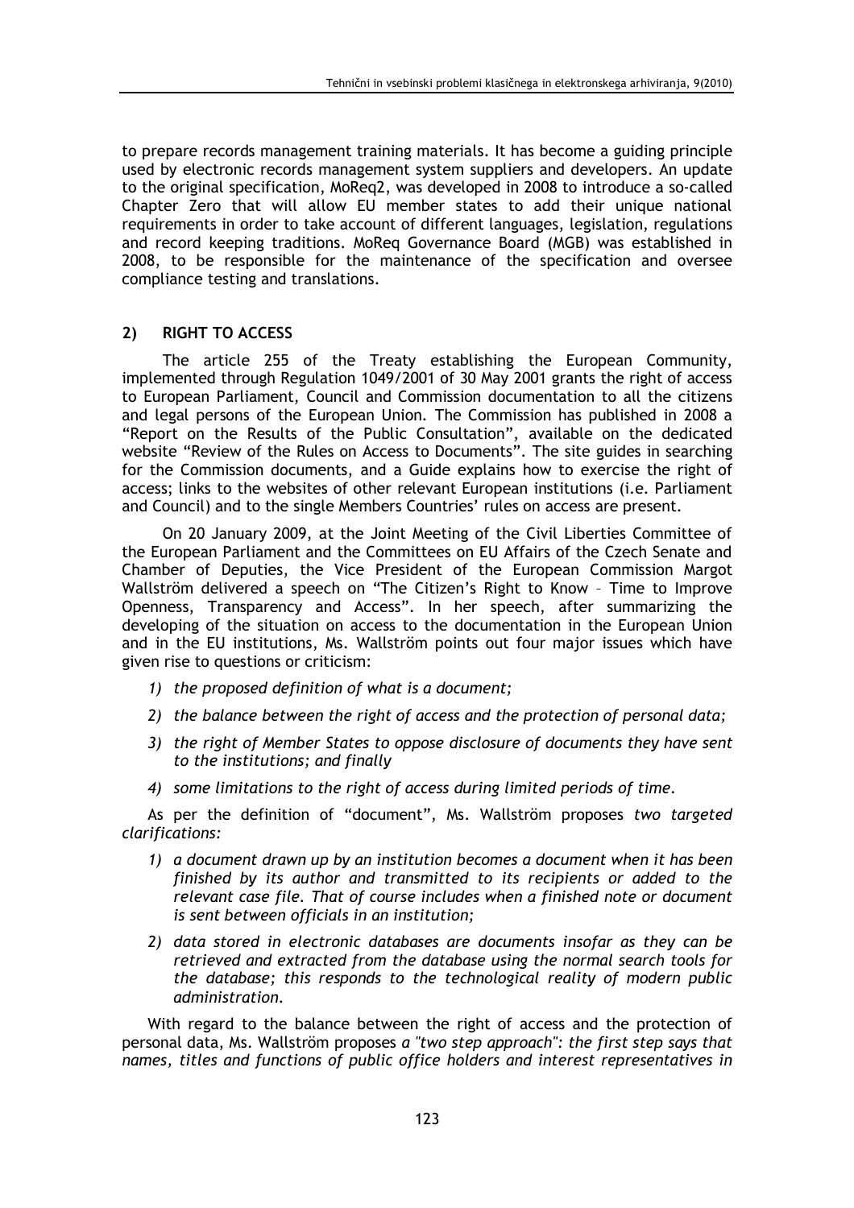to prepare records management training materials. It has become a guiding principle used by electronic records management system suppliers and developers. An update to the original specification, MoReq2, was developed in 2008 to introduce a so-called Chapter Zero that will allow EU member states to add their unique national requirements in order to take account of different languages, legislation, regulations and record keeping traditions. MoReq Governance Board (MGB) was established in 2008, to be responsible for the maintenance of the specification and oversee compliance testing and translations.

## 2) RIGHT TO ACCESS

The article 255 of the Treaty establishing the European Community, implemented through Regulation 1049/2001 of 30 May 2001 grants the right of access to European Parliament, Council and Commission documentation to all the citizens and legal persons of the European Union. The Commission has published in 2008 a "Report on the Results of the Public Consultation", available on the dedicated website "Review of the Rules on Access to Documents". The site guides in searching for the Commission documents, and a Guide explains how to exercise the right of access; links to the websites of other relevant European institutions (i.e. Parliament and Council) and to the single Members Countries' rules on access are present.

On 20 January 2009, at the Joint Meeting of the Civil Liberties Committee of the European Parliament and the Committees on EU Affairs of the Czech Senate and Chamber of Deputies, the Vice President of the European Commission Margot Wallström delivered a speech on "The Citizen's Right to Know – Time to Improve Openness, Transparency and Access". In her speech, after summarizing the developing of the situation on access to the documentation in the European Union and in the EU institutions, Ms. Wallström points out four major issues which have given rise to questions or criticism:

1) *the proposed definition of what is a document;*
2) *the balance between the right of access and the protection of personal data;*
3) *the right of Member States to oppose disclosure of documents they have sent to the institutions; and finally*
4) *some limitations to the right of access during limited periods of time.*

As per the definition of "document", Ms. Wallström proposes *two targeted clarifications:*

1) *a document drawn up by an institution becomes a document when it has been finished by its author and transmitted to its recipients or added to the relevant case file. That of course includes when a finished note or document is sent between officials in an institution;*
2) *data stored in electronic databases are documents insofar as they can be retrieved and extracted from the database using the normal search tools for the database; this responds to the technological reality of modern public administration.*

With regard to the balance between the right of access and the protection of personal data, Ms. Wallström proposes *a "two step approach": the first step says that names, titles and functions of public office holders and interest representatives in*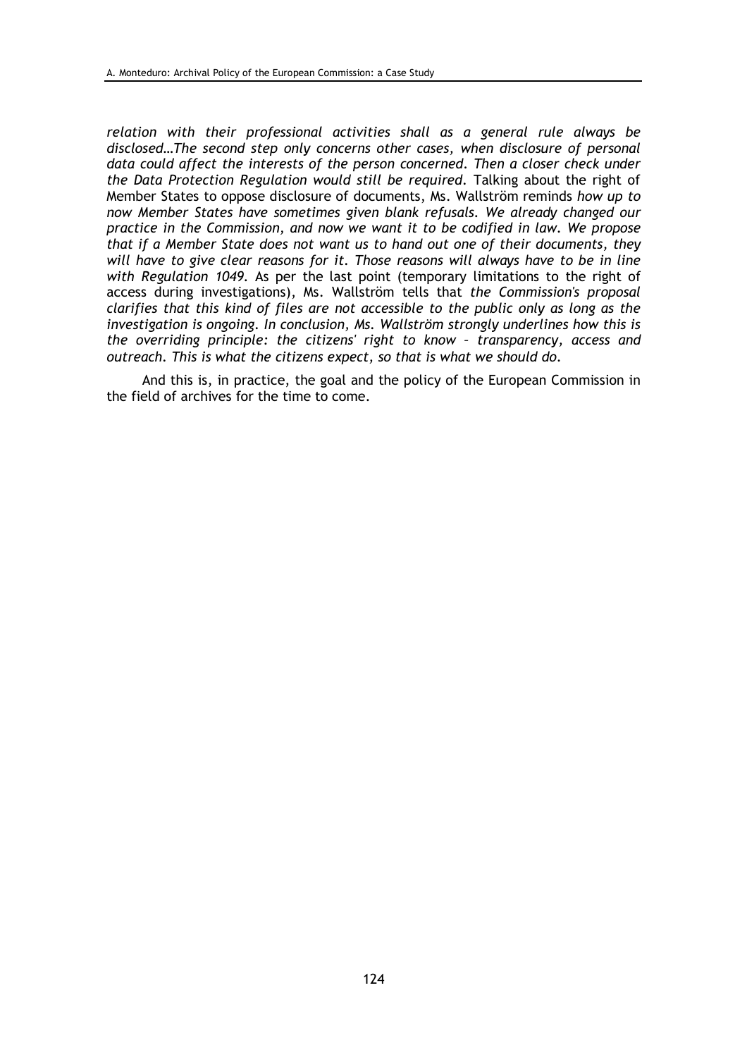*relation with their professional activities shall as a general rule always be disclosed…The second step only concerns other cases, when disclosure of personal data could affect the interests of the person concerned. Then a closer check under the Data Protection Regulation would still be required.* Talking about the right of Member States to oppose disclosure of documents, Ms. Wallström reminds *how up to now Member States have sometimes given blank refusals. We already changed our practice in the Commission, and now we want it to be codified in law. We propose that if a Member State does not want us to hand out one of their documents, they will have to give clear reasons for it. Those reasons will always have to be in line with Regulation 1049.* As per the last point (temporary limitations to the right of access during investigations), Ms. Wallström tells that *the Commission's proposal clarifies that this kind of files are not accessible to the public only as long as the investigation is ongoing. In conclusion, Ms. Wallström strongly underlines how this is the overriding principle: the citizens' right to know – transparency, access and outreach. This is what the citizens expect, so that is what we should do.*

And this is, in practice, the goal and the policy of the European Commission in the field of archives for the time to come.